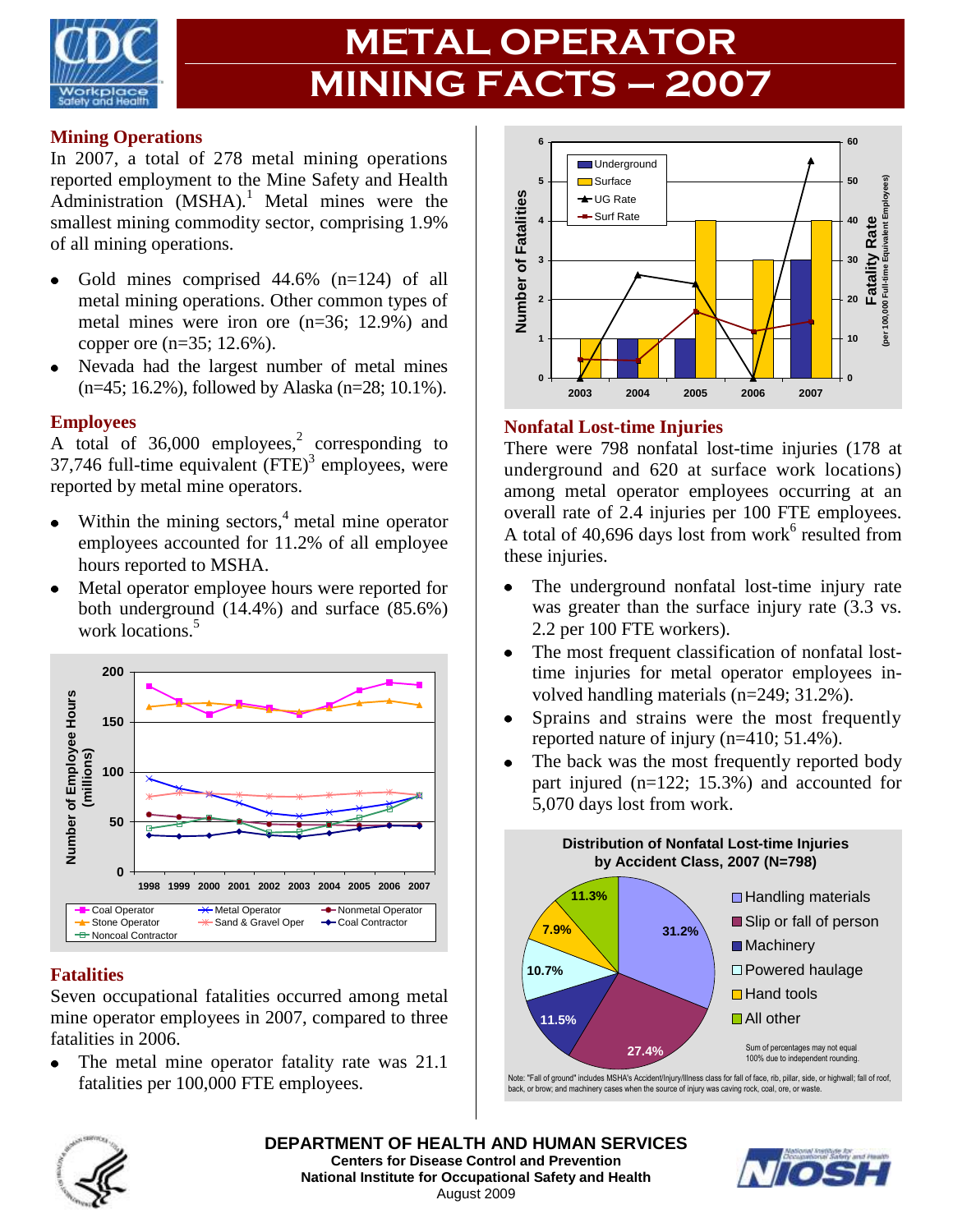# METAL OPERATOR MINING FACTS – 2007

## Mining Operations

In 2007, a total of 278 metal mining operations reported employment to the Mine Safety and Health Administration (MSHA).[1] Metal mines were the smallest mining commodity sector, comprising 1.9% of all mining operations.

- Gold mines comprised 44.6% (n=124) of all metal mining operations. Other common types of metal mines were iron ore (n=36; 12.9%) and copper ore (n=35; 12.6%).
- Nevada had the largest number of metal mines (n=45; 16.2%), followed by Alaska (n=28; 10.1%).

## Employees

A total of 36,000 employees,[2] corresponding to 37,746 full-time equivalent (FTE)[3] employees, were reported by metal mine operators.

- Within the mining sectors,[4] metal mine operator employees accounted for 11.2% of all employee hours reported to MSHA.
- Metal operator employee hours were reported for both underground (14.4%) and surface (85.6%) work locations.[5]

## Fatalities

Seven occupational fatalities occurred among metal mine operator employees in 2007, compared to three fatalities in 2006.

- The metal mine operator fatality rate was 21.1 fatalities per 100,000 FTE employees.

## Nonfatal Lost-time Injuries

There were 798 nonfatal lost-time injuries (178 at underground and 620 at surface work locations) among metal operator employees occurring at an overall rate of 2.4 injuries per 100 FTE employees. A total of 40,696 days lost from work[6] resulted from these injuries.

- The underground nonfatal lost-time injury rate was greater than the surface injury rate (3.3 vs. 2.2 per 100 FTE workers).
- The most frequent classification of nonfatal lost-time injuries for metal operator employees involved handling materials (n=249; 31.2%).
- Sprains and strains were the most frequently reported nature of injury (n=410; 51.4%).
- The back was the most frequently reported body part injured (n=122; 15.3%) and accounted for 5,070 days lost from work.

Distribution of Nonfatal Lost-time Injuries by Accident Class, 2007 (N=798)

Handling materials 31.2%; Slip or fall of person 27.4%; Machinery 11.5%; Powered haulage 10.7%; Hand tools 7.9%; All other 11.3%

Sum of percentages may not equal 100% due to independent rounding.

Note: "Fall of ground" includes MSHA's Accident/Injury/Illness class for fall of face, rib, pillar, side, or highwall; fall of roof, back, or brow; and machinery cases when the source of injury was caving rock, coal, ore, or waste.

**DEPARTMENT OF HEALTH AND HUMAN SERVICES**
**Centers for Disease Control and Prevention**
**National Institute for Occupational Safety and Health**
August 2009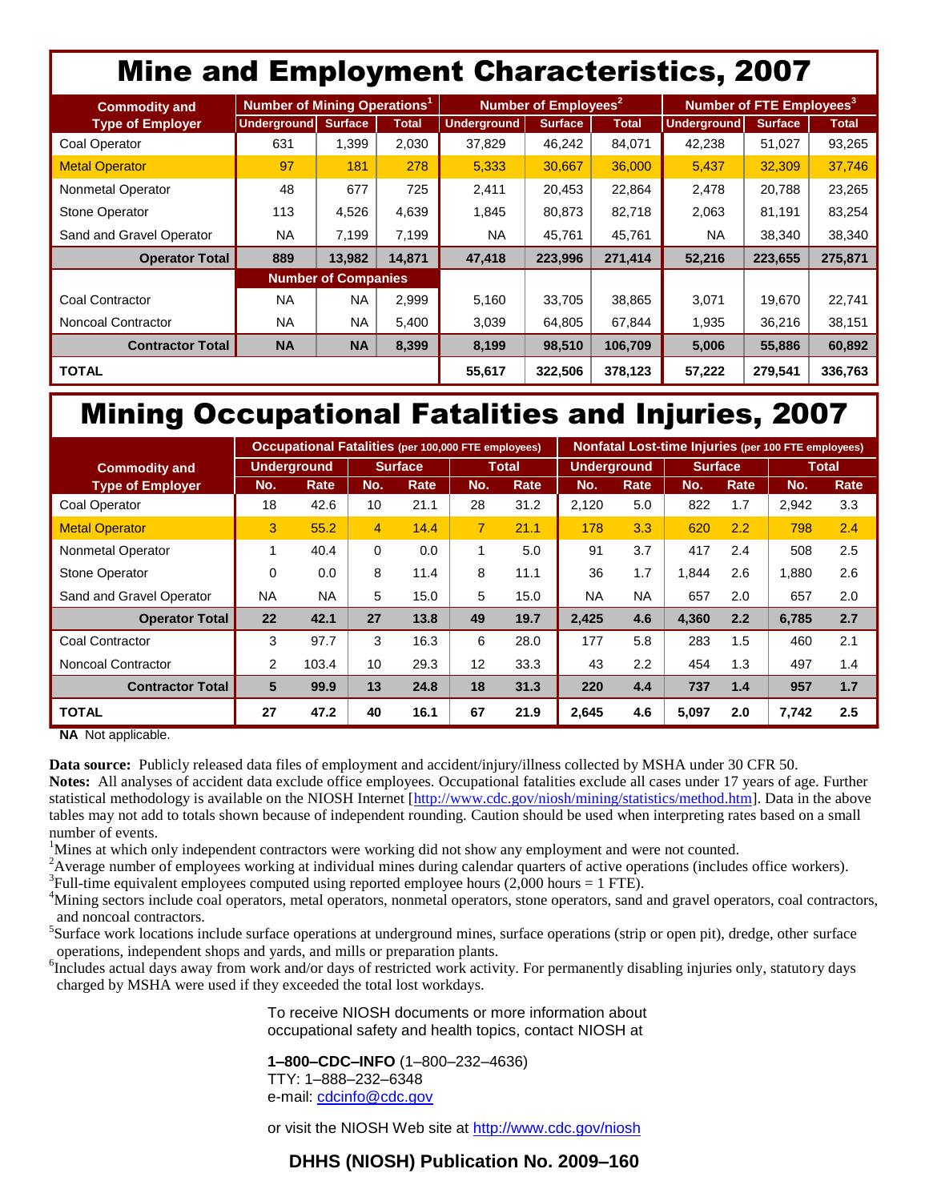# Mine and Employment Characteristics, 2007

| Commodity and Type of Employer | Number of Mining Operations[1] | | | Number of Employees[2] | | | Number of FTE Employees[3] | | |
|---|---|---|---|---|---|---|---|---|---|
| | Underground | Surface | Total | Underground | Surface | Total | Underground | Surface | Total |
| Coal Operator | 631 | 1,399 | 2,030 | 37,829 | 46,242 | 84,071 | 42,238 | 51,027 | 93,265 |
| Metal Operator | 97 | 181 | 278 | 5,333 | 30,667 | 36,000 | 5,437 | 32,309 | 37,746 |
| Nonmetal Operator | 48 | 677 | 725 | 2,411 | 20,453 | 22,864 | 2,478 | 20,788 | 23,265 |
| Stone Operator | 113 | 4,526 | 4,639 | 1,845 | 80,873 | 82,718 | 2,063 | 81,191 | 83,254 |
| Sand and Gravel Operator | NA | 7,199 | 7,199 | NA | 45,761 | 45,761 | NA | 38,340 | 38,340 |
| **Operator Total** | **889** | **13,982** | **14,871** | **47,418** | **223,996** | **271,414** | **52,216** | **223,655** | **275,871** |
| | Number of Companies | | | | | | | | |
| Coal Contractor | NA | NA | 2,999 | 5,160 | 33,705 | 38,865 | 3,071 | 19,670 | 22,741 |
| Noncoal Contractor | NA | NA | 5,400 | 3,039 | 64,805 | 67,844 | 1,935 | 36,216 | 38,151 |
| **Contractor Total** | **NA** | **NA** | **8,399** | **8,199** | **98,510** | **106,709** | **5,006** | **55,886** | **60,892** |
| **TOTAL** | | | | **55,617** | **322,506** | **378,123** | **57,222** | **279,541** | **336,763** |

# Mining Occupational Fatalities and Injuries, 2007

| Commodity and Type of Employer | Occupational Fatalities (per 100,000 FTE employees) | | | | | | Nonfatal Lost-time Injuries (per 100 FTE employees) | | | | | |
|---|---|---|---|---|---|---|---|---|---|---|---|---|
| | Underground | | Surface | | Total | | Underground | | Surface | | Total | |
| | No. | Rate | No. | Rate | No. | Rate | No. | Rate | No. | Rate | No. | Rate |
| Coal Operator | 18 | 42.6 | 10 | 21.1 | 28 | 31.2 | 2,120 | 5.0 | 822 | 1.7 | 2,942 | 3.3 |
| Metal Operator | 3 | 55.2 | 4 | 14.4 | 7 | 21.1 | 178 | 3.3 | 620 | 2.2 | 798 | 2.4 |
| Nonmetal Operator | 1 | 40.4 | 0 | 0.0 | 1 | 5.0 | 91 | 3.7 | 417 | 2.4 | 508 | 2.5 |
| Stone Operator | 0 | 0.0 | 8 | 11.4 | 8 | 11.1 | 36 | 1.7 | 1,844 | 2.6 | 1,880 | 2.6 |
| Sand and Gravel Operator | NA | NA | 5 | 15.0 | 5 | 15.0 | NA | NA | 657 | 2.0 | 657 | 2.0 |
| **Operator Total** | **22** | **42.1** | **27** | **13.8** | **49** | **19.7** | **2,425** | **4.6** | **4,360** | **2.2** | **6,785** | **2.7** |
| Coal Contractor | 3 | 97.7 | 3 | 16.3 | 6 | 28.0 | 177 | 5.8 | 283 | 1.5 | 460 | 2.1 |
| Noncoal Contractor | 2 | 103.4 | 10 | 29.3 | 12 | 33.3 | 43 | 2.2 | 454 | 1.3 | 497 | 1.4 |
| **Contractor Total** | **5** | **99.9** | **13** | **24.8** | **18** | **31.3** | **220** | **4.4** | **737** | **1.4** | **957** | **1.7** |
| **TOTAL** | **27** | **47.2** | **40** | **16.1** | **67** | **21.9** | **2,645** | **4.6** | **5,097** | **2.0** | **7,742** | **2.5** |

**NA** Not applicable.

**Data source:** Publicly released data files of employment and accident/injury/illness collected by MSHA under 30 CFR 50.

**Notes:** All analyses of accident data exclude office employees. Occupational fatalities exclude all cases under 17 years of age. Further statistical methodology is available on the NIOSH Internet [http://www.cdc.gov/niosh/mining/statistics/method.htm]. Data in the above tables may not add to totals shown because of independent rounding. Caution should be used when interpreting rates based on a small number of events.

[1]Mines at which only independent contractors were working did not show any employment and were not counted.

[2]Average number of employees working at individual mines during calendar quarters of active operations (includes office workers).

[3]Full-time equivalent employees computed using reported employee hours (2,000 hours = 1 FTE).

[4]Mining sectors include coal operators, metal operators, nonmetal operators, stone operators, sand and gravel operators, coal contractors, and noncoal contractors.

[5]Surface work locations include surface operations at underground mines, surface operations (strip or open pit), dredge, other surface operations, independent shops and yards, and mills or preparation plants.

[6]Includes actual days away from work and/or days of restricted work activity. For permanently disabling injuries only, statutory days charged by MSHA were used if they exceeded the total lost workdays.

To receive NIOSH documents or more information about occupational safety and health topics, contact NIOSH at

**1–800–CDC–INFO** (1–800–232–4636)
TTY: 1–888–232–6348
e-mail: cdcinfo@cdc.gov

or visit the NIOSH Web site at http://www.cdc.gov/niosh

**DHHS (NIOSH) Publication No. 2009–160**